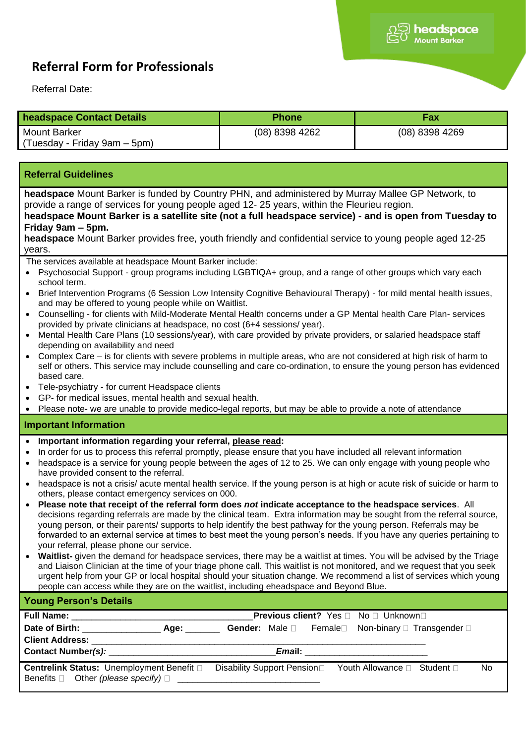# Referral Form for Professionals

Referral Date:

| headspace Contact Details | Phone | Fax |
| --- | --- | --- |
| Mount Barker (Tuesday - Friday 9am – 5pm) | (08) 8398 4262 | (08) 8398 4269 |

## Referral Guidelines

**headspace** Mount Barker is funded by Country PHN, and administered by Murray Mallee GP Network, to provide a range of services for young people aged 12- 25 years, within the Fleurieu region.
**headspace Mount Barker is a satellite site (not a full headspace service) - and is open from Tuesday to Friday 9am – 5pm.**
**headspace** Mount Barker provides free, youth friendly and confidential service to young people aged 12-25 years.

The services available at headspace Mount Barker include:

- Psychosocial Support - group programs including LGBTIQA+ group, and a range of other groups which vary each school term.
- Brief Intervention Programs (6 Session Low Intensity Cognitive Behavioural Therapy) - for mild mental health issues, and may be offered to young people while on Waitlist.
- Counselling - for clients with Mild-Moderate Mental Health concerns under a GP Mental health Care Plan- services provided by private clinicians at headspace, no cost (6+4 sessions/ year).
- Mental Health Care Plans (10 sessions/year), with care provided by private providers, or salaried headspace staff depending on availability and need
- Complex Care – is for clients with severe problems in multiple areas, who are not considered at high risk of harm to self or others. This service may include counselling and care co-ordination, to ensure the young person has evidenced based care.
- Tele-psychiatry - for current Headspace clients
- GP- for medical issues, mental health and sexual health.
- Please note- we are unable to provide medico-legal reports, but may be able to provide a note of attendance

## Important Information

- **Important information regarding your referral, please read:**
- In order for us to process this referral promptly, please ensure that you have included all relevant information
- headspace is a service for young people between the ages of 12 to 25. We can only engage with young people who have provided consent to the referral.
- headspace is not a crisis/ acute mental health service. If the young person is at high or acute risk of suicide or harm to others, please contact emergency services on 000.
- **Please note that receipt of the referral form does *not* indicate acceptance to the headspace services**. All decisions regarding referrals are made by the clinical team. Extra information may be sought from the referral source, young person, or their parents/ supports to help identify the best pathway for the young person. Referrals may be forwarded to an external service at times to best meet the young person's needs. If you have any queries pertaining to your referral, please phone our service.
- **Waitlist-** given the demand for headspace services, there may be a waitlist at times. You will be advised by the Triage and Liaison Clinician at the time of your triage phone call. This waitlist is not monitored, and we request that you seek urgent help from your GP or local hospital should your situation change. We recommend a list of services which young people can access while they are on the waitlist, including eheadspace and Beyond Blue.

## Young Person's Details

**Full Name:** ____________________________________ **Previous client?** Yes ☐ No ☐ Unknown☐

**Date of Birth:** _______________ **Age:** _______ **Gender:** Male ☐ Female☐ Non-binary ☐ Transgender ☐

**Client Address:** ____________________________________________________________________

**Contact Number*(s):*** ____________________________________ ***Email:*** ________________________

**Centrelink Status:** Unemployment Benefit ☐ Disability Support Pension☐ Youth Allowance ☐ Student ☐ No Benefits ☐ Other *(please specify)* ☐ ____________________________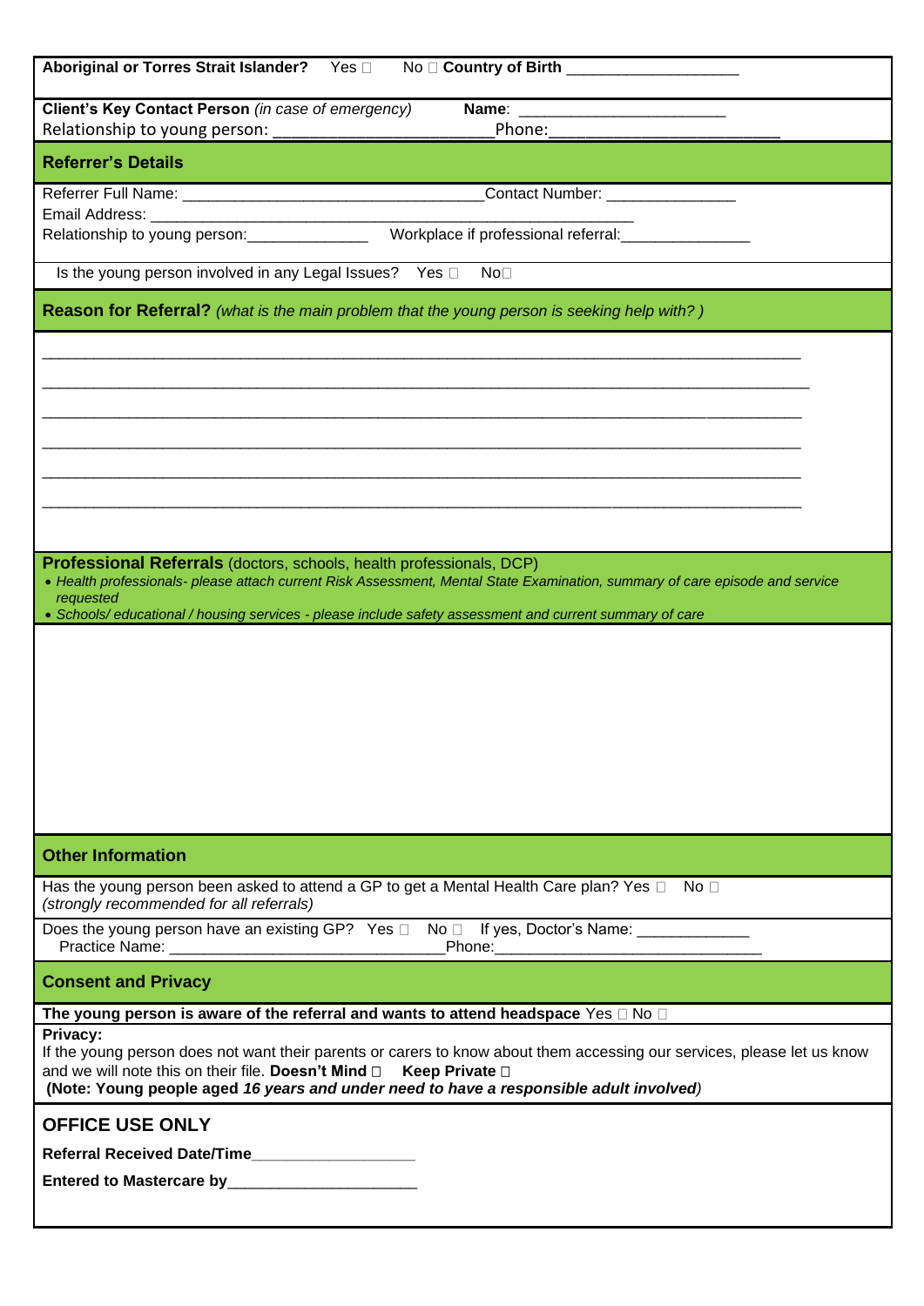**Aboriginal or Torres Strait Islander?** Yes ☐ No ☐ **Country of Birth** ___________________

**Client's Key Contact Person** *(in case of emergency)* **Name**: _______________________
Relationship to young person: ________________________Phone:_________________________

## Referrer's Details

Referrer Full Name: ___________________________________Contact Number: _______________
Email Address: _______________________________________________________
Relationship to young person:______________ Workplace if professional referral:_______________

Is the young person involved in any Legal Issues? Yes ☐ No☐

## Reason for Referral? *(what is the main problem that the young person is seeking help with? )*

_______________________________________________________________________________

_______________________________________________________________________________

_______________________________________________________________________________

_______________________________________________________________________________

_______________________________________________________________________________

_______________________________________________________________________________

## Professional Referrals (doctors, schools, health professionals, DCP)

- *Health professionals- please attach current Risk Assessment, Mental State Examination, summary of care episode and service requested*
- *Schools/ educational / housing services - please include safety assessment and current summary of care*

## Other Information

Has the young person been asked to attend a GP to get a Mental Health Care plan? Yes ☐ No ☐
*(strongly recommended for all referrals)*

Does the young person have an existing GP? Yes ☐ No ☐ If yes, Doctor's Name: ____________
Practice Name: _______________________________Phone:_______________________________

## Consent and Privacy

**The young person is aware of the referral and wants to attend headspace** Yes ☐ No ☐

**Privacy:**
If the young person does not want their parents or carers to know about them accessing our services, please let us know and we will note this on their file. **Doesn't Mind** ☐ **Keep Private** ☐
**(Note: Young people aged** ***16 years and under*** **need to have a responsible adult involved)**

## OFFICE USE ONLY

**Referral Received Date/Time**__________________

**Entered to Mastercare by**_____________________